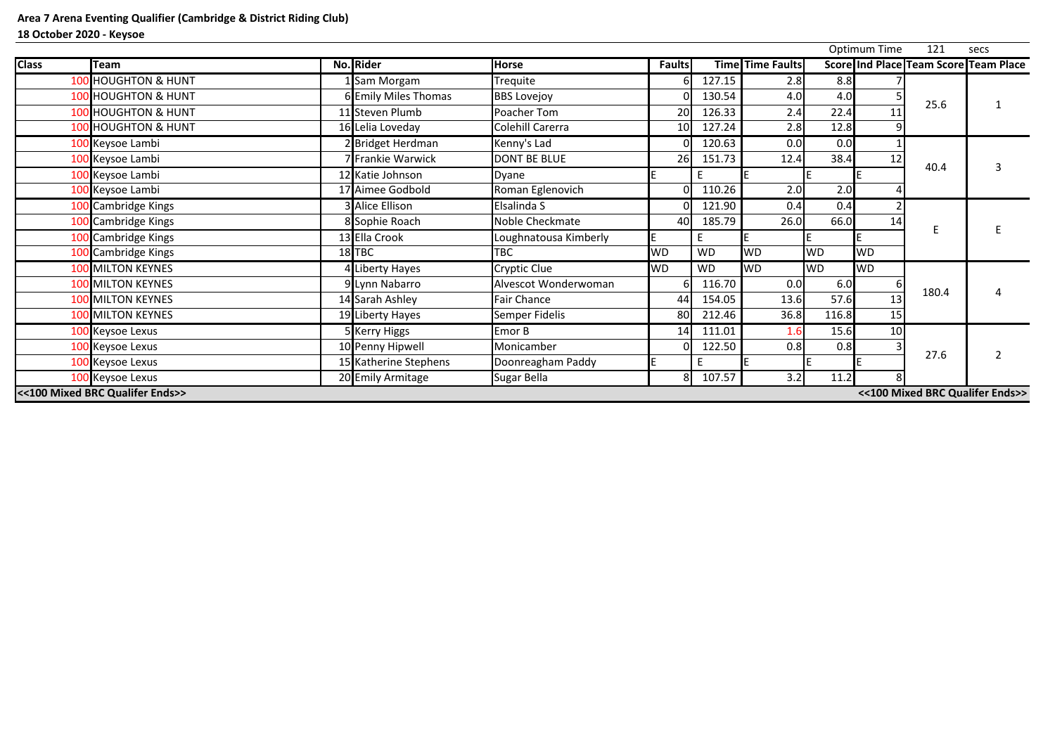**Area 7 Arena Eventing Qualifier (Cambridge & District Riding Club)**

**18 October 2020 - Keysoe**

Optimum Time 121 secs

| Class | Team | No. | Rider | Horse | Faults | Time | Time Faults | Score | Ind Place | Team Score | Team Place |
|---|---|---|---|---|---|---|---|---|---|---|---|
| 100 | HOUGHTON & HUNT | 1 | Sam Morgam | Trequite | 6 | 127.15 | 2.8 | 8.8 | 7 | 25.6 | 1 |
| 100 | HOUGHTON & HUNT | 6 | Emily Miles Thomas | BBS Lovejoy | 0 | 130.54 | 4.0 | 4.0 | 5 | | |
| 100 | HOUGHTON & HUNT | 11 | Steven Plumb | Poacher Tom | 20 | 126.33 | 2.4 | 22.4 | 11 | | |
| 100 | HOUGHTON & HUNT | 16 | Lelia Loveday | Colehill Carerra | 10 | 127.24 | 2.8 | 12.8 | 9 | | |
| 100 | Keysoe Lambi | 2 | Bridget Herdman | Kenny's Lad | 0 | 120.63 | 0.0 | 0.0 | 1 | 40.4 | 3 |
| 100 | Keysoe Lambi | 7 | Frankie Warwick | DONT BE BLUE | 26 | 151.73 | 12.4 | 38.4 | 12 | | |
| 100 | Keysoe Lambi | 12 | Katie Johnson | Dyane | E | E | E | E | E | | |
| 100 | Keysoe Lambi | 17 | Aimee Godbold | Roman Eglenovich | 0 | 110.26 | 2.0 | 2.0 | 4 | | |
| 100 | Cambridge Kings | 3 | Alice Ellison | Elsalinda S | 0 | 121.90 | 0.4 | 0.4 | 2 | E | E |
| 100 | Cambridge Kings | 8 | Sophie Roach | Noble Checkmate | 40 | 185.79 | 26.0 | 66.0 | 14 | | |
| 100 | Cambridge Kings | 13 | Ella Crook | Loughnatousa Kimberly | E | E | E | E | E | | |
| 100 | Cambridge Kings | 18 | TBC | TBC | WD | WD | WD | WD | WD | | |
| 100 | MILTON KEYNES | 4 | Liberty Hayes | Cryptic Clue | WD | WD | WD | WD | WD | 180.4 | 4 |
| 100 | MILTON KEYNES | 9 | Lynn Nabarro | Alvescot Wonderwoman | 6 | 116.70 | 0.0 | 6.0 | 6 | | |
| 100 | MILTON KEYNES | 14 | Sarah Ashley | Fair Chance | 44 | 154.05 | 13.6 | 57.6 | 13 | | |
| 100 | MILTON KEYNES | 19 | Liberty Hayes | Semper Fidelis | 80 | 212.46 | 36.8 | 116.8 | 15 | | |
| 100 | Keysoe Lexus | 5 | Kerry Higgs | Emor B | 14 | 111.01 | 1.6 | 15.6 | 10 | 27.6 | 2 |
| 100 | Keysoe Lexus | 10 | Penny Hipwell | Monicamber | 0 | 122.50 | 0.8 | 0.8 | 3 | | |
| 100 | Keysoe Lexus | 15 | Katherine Stephens | Doonreagham Paddy | E | E | E | E | E | | |
| 100 | Keysoe Lexus | 20 | Emily Armitage | Sugar Bella | 8 | 107.57 | 3.2 | 11.2 | 8 | | |

**<<100 Mixed BRC Qualifer Ends>>** **<<100 Mixed BRC Qualifer Ends>>**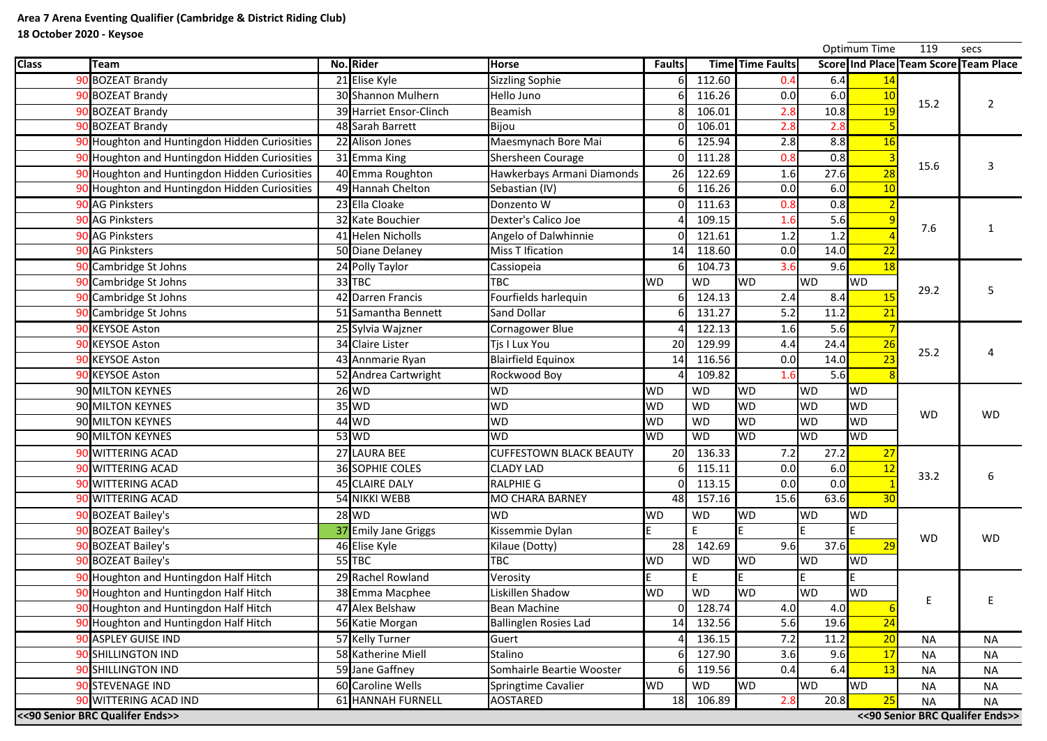**Area 7 Arena Eventing Qualifier (Cambridge & District Riding Club)**

**18 October 2020 - Keysoe**

Optimum Time 119 secs

| Class | Team | No. | Rider | Horse | Faults | Time | Time Faults | Score | Ind Place | Team Score | Team Place |
|---|---|---|---|---|---|---|---|---|---|---|---|
| 90 | BOZEAT Brandy | 21 | Elise Kyle | Sizzling Sophie | 6 | 112.60 | 0.4 | 6.4 | 14 | 15.2 | 2 |
| 90 | BOZEAT Brandy | 30 | Shannon Mulhern | Hello Juno | 6 | 116.26 | 0.0 | 6.0 | 10 | | |
| 90 | BOZEAT Brandy | 39 | Harriet Ensor-Clinch | Beamish | 8 | 106.01 | 2.8 | 10.8 | 19 | | |
| 90 | BOZEAT Brandy | 48 | Sarah Barrett | Bijou | 0 | 106.01 | 2.8 | 2.8 | 5 | | |
| 90 | Houghton and Huntingdon Hidden Curiosities | 22 | Alison Jones | Maesmynach Bore Mai | 6 | 125.94 | 2.8 | 8.8 | 16 | 15.6 | 3 |
| 90 | Houghton and Huntingdon Hidden Curiosities | 31 | Emma King | Shersheen Courage | 0 | 111.28 | 0.8 | 0.8 | 3 | | |
| 90 | Houghton and Huntingdon Hidden Curiosities | 40 | Emma Roughton | Hawkerbays Armani Diamonds | 26 | 122.69 | 1.6 | 27.6 | 28 | | |
| 90 | Houghton and Huntingdon Hidden Curiosities | 49 | Hannah Chelton | Sebastian (IV) | 6 | 116.26 | 0.0 | 6.0 | 10 | | |
| 90 | AG Pinksters | 23 | Ella Cloake | Donzento W | 0 | 111.63 | 0.8 | 0.8 | 2 | 7.6 | 1 |
| 90 | AG Pinksters | 32 | Kate Bouchier | Dexter's Calico Joe | 4 | 109.15 | 1.6 | 5.6 | 9 | | |
| 90 | AG Pinksters | 41 | Helen Nicholls | Angelo of Dalwhinnie | 0 | 121.61 | 1.2 | 1.2 | 4 | | |
| 90 | AG Pinksters | 50 | Diane Delaney | Miss T Ification | 14 | 118.60 | 0.0 | 14.0 | 22 | | |
| 90 | Cambridge St Johns | 24 | Polly Taylor | Cassiopeia | 6 | 104.73 | 3.6 | 9.6 | 18 | 29.2 | 5 |
| 90 | Cambridge St Johns | 33 | TBC | TBC | WD | WD | WD | WD | WD | | |
| 90 | Cambridge St Johns | 42 | Darren Francis | Fourfields harlequin | 6 | 124.13 | 2.4 | 8.4 | 15 | | |
| 90 | Cambridge St Johns | 51 | Samantha Bennett | Sand Dollar | 6 | 131.27 | 5.2 | 11.2 | 21 | | |
| 90 | KEYSOE Aston | 25 | Sylvia Wajzner | Cornagower Blue | 4 | 122.13 | 1.6 | 5.6 | 7 | 25.2 | 4 |
| 90 | KEYSOE Aston | 34 | Claire Lister | Tjs I Lux You | 20 | 129.99 | 4.4 | 24.4 | 26 | | |
| 90 | KEYSOE Aston | 43 | Annmarie Ryan | Blairfield Equinox | 14 | 116.56 | 0.0 | 14.0 | 23 | | |
| 90 | KEYSOE Aston | 52 | Andrea Cartwright | Rockwood Boy | 4 | 109.82 | 1.6 | 5.6 | 8 | | |
| 90 | MILTON KEYNES | 26 | WD | WD | WD | WD | WD | WD | WD | WD | WD |
| 90 | MILTON KEYNES | 35 | WD | WD | WD | WD | WD | WD | WD | | |
| 90 | MILTON KEYNES | 44 | WD | WD | WD | WD | WD | WD | WD | | |
| 90 | MILTON KEYNES | 53 | WD | WD | WD | WD | WD | WD | WD | | |
| 90 | WITTERING ACAD | 27 | LAURA BEE | CUFFESTOWN BLACK BEAUTY | 20 | 136.33 | 7.2 | 27.2 | 27 | 33.2 | 6 |
| 90 | WITTERING ACAD | 36 | SOPHIE COLES | CLADY LAD | 6 | 115.11 | 0.0 | 6.0 | 12 | | |
| 90 | WITTERING ACAD | 45 | CLAIRE DALY | RALPHIE G | 0 | 113.15 | 0.0 | 0.0 | 1 | | |
| 90 | WITTERING ACAD | 54 | NIKKI WEBB | MO CHARA BARNEY | 48 | 157.16 | 15.6 | 63.6 | 30 | | |
| 90 | BOZEAT Bailey's | 28 | WD | WD | WD | WD | WD | WD | WD | WD | WD |
| 90 | BOZEAT Bailey's | 37 | Emily Jane Griggs | Kissemmie Dylan | E | E | E | E | E | | |
| 90 | BOZEAT Bailey's | 46 | Elise Kyle | Kilaue (Dotty) | 28 | 142.69 | 9.6 | 37.6 | 29 | | |
| 90 | BOZEAT Bailey's | 55 | TBC | TBC | WD | WD | WD | WD | WD | | |
| 90 | Houghton and Huntingdon Half Hitch | 29 | Rachel Rowland | Verosity | E | E | E | E | E | E | E |
| 90 | Houghton and Huntingdon Half Hitch | 38 | Emma Macphee | Liskillen Shadow | WD | WD | WD | WD | WD | | |
| 90 | Houghton and Huntingdon Half Hitch | 47 | Alex Belshaw | Bean Machine | 0 | 128.74 | 4.0 | 4.0 | 6 | | |
| 90 | Houghton and Huntingdon Half Hitch | 56 | Katie Morgan | Ballinglen Rosies Lad | 14 | 132.56 | 5.6 | 19.6 | 24 | | |
| 90 | ASPLEY GUISE IND | 57 | Kelly Turner | Guert | 4 | 136.15 | 7.2 | 11.2 | 20 | NA | NA |
| 90 | SHILLINGTON IND | 58 | Katherine Miell | Stalino | 6 | 127.90 | 3.6 | 9.6 | 17 | NA | NA |
| 90 | SHILLINGTON IND | 59 | Jane Gaffney | Somhairle Beartie Wooster | 6 | 119.56 | 0.4 | 6.4 | 13 | NA | NA |
| 90 | STEVENAGE IND | 60 | Caroline Wells | Springtime Cavalier | WD | WD | WD | WD | WD | NA | NA |
| 90 | WITTERING ACAD IND | 61 | HANNAH FURNELL | AOSTARED | 18 | 106.89 | 2.8 | 20.8 | 25 | NA | NA |

**<<90 Senior BRC Qualifer Ends>>**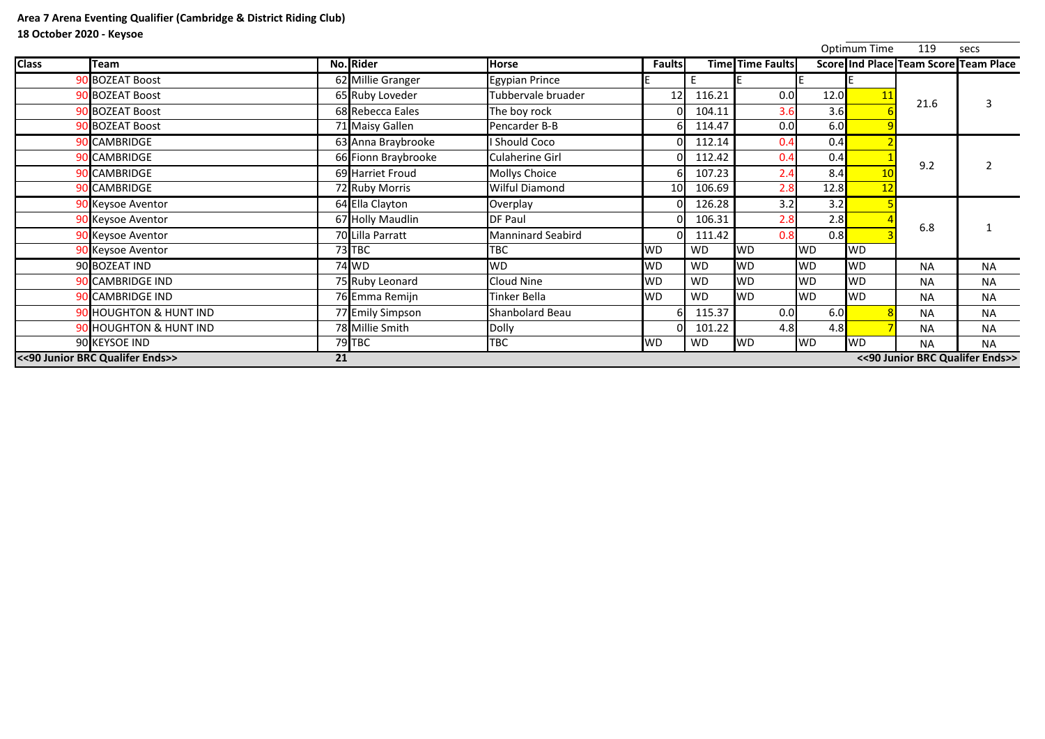**Area 7 Arena Eventing Qualifier (Cambridge & District Riding Club)**

**18 October 2020 - Keysoe**

Optimum Time 119 secs

| Class | Team | No. | Rider | Horse | Faults | Time | Time Faults | Score | Ind Place | Team Score | Team Place |
|---|---|---|---|---|---|---|---|---|---|---|---|
| 90 | BOZEAT Boost | 62 | Millie Granger | Egypian Prince | E | E | E | E | E | 21.6 | 3 |
| 90 | BOZEAT Boost | 65 | Ruby Loveder | Tubbervale bruader | 12 | 116.21 | 0.0 | 12.0 | 11 | | |
| 90 | BOZEAT Boost | 68 | Rebecca Eales | The boy rock | 0 | 104.11 | 3.6 | 3.6 | 6 | | |
| 90 | BOZEAT Boost | 71 | Maisy Gallen | Pencarder B-B | 6 | 114.47 | 0.0 | 6.0 | 9 | | |
| 90 | CAMBRIDGE | 63 | Anna Braybrooke | I Should Coco | 0 | 112.14 | 0.4 | 0.4 | 2 | 9.2 | 2 |
| 90 | CAMBRIDGE | 66 | Fionn Braybrooke | Culaherine Girl | 0 | 112.42 | 0.4 | 0.4 | 1 | | |
| 90 | CAMBRIDGE | 69 | Harriet Froud | Mollys Choice | 6 | 107.23 | 2.4 | 8.4 | 10 | | |
| 90 | CAMBRIDGE | 72 | Ruby Morris | Wilful Diamond | 10 | 106.69 | 2.8 | 12.8 | 12 | | |
| 90 | Keysoe Aventor | 64 | Ella Clayton | Overplay | 0 | 126.28 | 3.2 | 3.2 | 5 | 6.8 | 1 |
| 90 | Keysoe Aventor | 67 | Holly Maudlin | DF Paul | 0 | 106.31 | 2.8 | 2.8 | 4 | | |
| 90 | Keysoe Aventor | 70 | Lilla Parratt | Manninard Seabird | 0 | 111.42 | 0.8 | 0.8 | 3 | | |
| 90 | Keysoe Aventor | 73 | TBC | TBC | WD | WD | WD | WD | WD | | |
| 90 | BOZEAT IND | 74 | WD | WD | WD | WD | WD | WD | WD | NA | NA |
| 90 | CAMBRIDGE IND | 75 | Ruby Leonard | Cloud Nine | WD | WD | WD | WD | WD | NA | NA |
| 90 | CAMBRIDGE IND | 76 | Emma Remijn | Tinker Bella | WD | WD | WD | WD | WD | NA | NA |
| 90 | HOUGHTON & HUNT IND | 77 | Emily Simpson | Shanbolard Beau | 6 | 115.37 | 0.0 | 6.0 | 8 | NA | NA |
| 90 | HOUGHTON & HUNT IND | 78 | Millie Smith | Dolly | 0 | 101.22 | 4.8 | 4.8 | 7 | NA | NA |
| 90 | KEYSOE IND | 79 | TBC | TBC | WD | WD | WD | WD | WD | NA | NA |
| <<90 Junior BRC Qualifer Ends>> | | 21 | | | | | | | | <<90 Junior BRC Qualifer Ends>> | |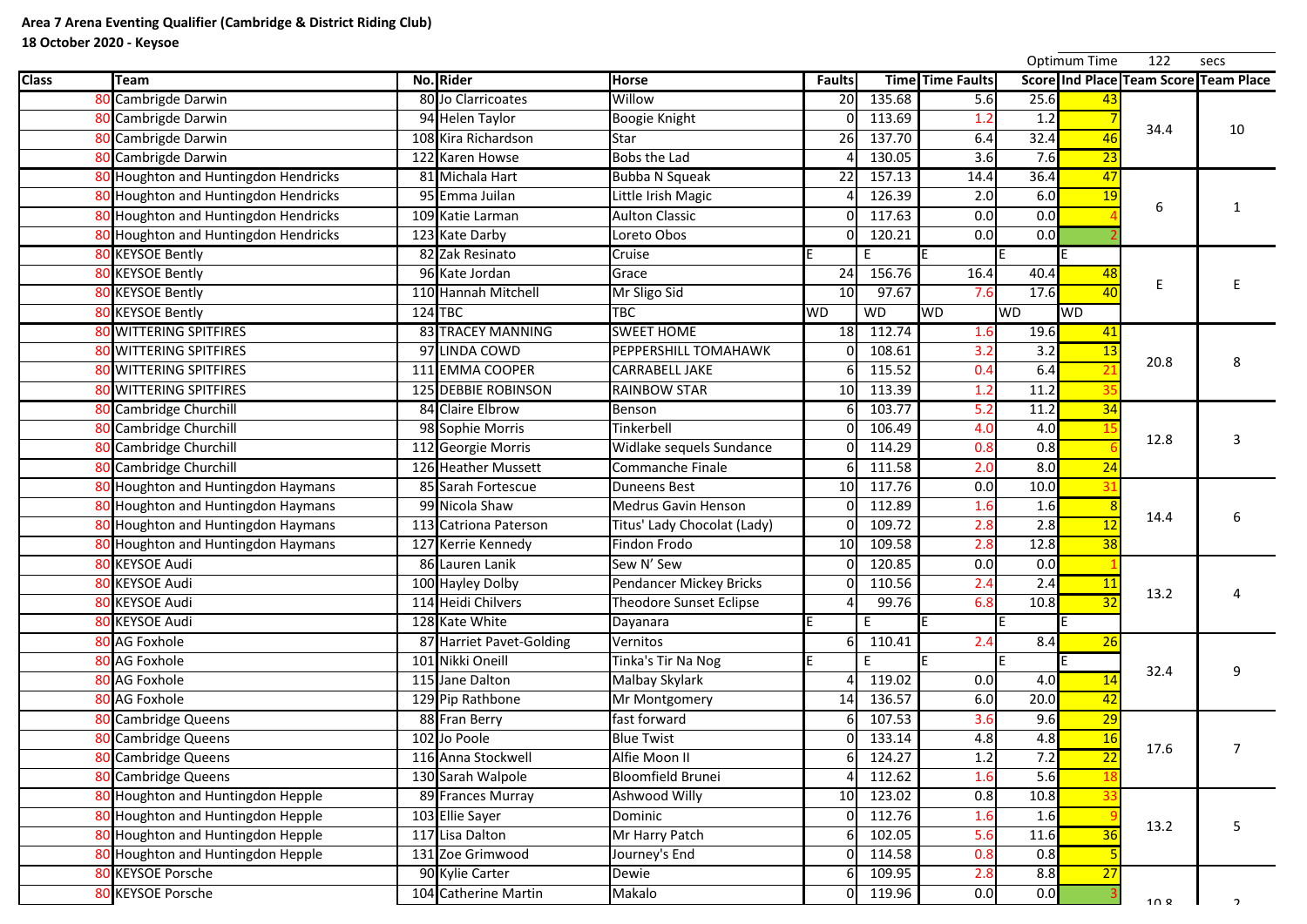**Area 7 Arena Eventing Qualifier (Cambridge & District Riding Club)**

**18 October 2020 - Keysoe**

Optimum Time 122 secs

| Class | Team | No. | Rider | Horse | Faults | Time | Time Faults | Score | Ind Place | Team Score | Team Place |
|---|---|---|---|---|---|---|---|---|---|---|---|
| 80 | Cambrigde Darwin | 80 | Jo Clarricoates | Willow | 20 | 135.68 | 5.6 | 25.6 | 43 | 34.4 | 10 |
| 80 | Cambrigde Darwin | 94 | Helen Taylor | Boogie Knight | 0 | 113.69 | 1.2 | 1.2 | 7 | | |
| 80 | Cambrigde Darwin | 108 | Kira Richardson | Star | 26 | 137.70 | 6.4 | 32.4 | 46 | | |
| 80 | Cambrigde Darwin | 122 | Karen Howse | Bobs the Lad | 4 | 130.05 | 3.6 | 7.6 | 23 | | |
| 80 | Houghton and Huntingdon Hendricks | 81 | Michala Hart | Bubba N Squeak | 22 | 157.13 | 14.4 | 36.4 | 47 | 6 | 1 |
| 80 | Houghton and Huntingdon Hendricks | 95 | Emma Juilan | Little Irish Magic | 4 | 126.39 | 2.0 | 6.0 | 19 | | |
| 80 | Houghton and Huntingdon Hendricks | 109 | Katie Larman | Aulton Classic | 0 | 117.63 | 0.0 | 0.0 | 4 | | |
| 80 | Houghton and Huntingdon Hendricks | 123 | Kate Darby | Loreto Obos | 0 | 120.21 | 0.0 | 0.0 | 2 | | |
| 80 | KEYSOE Bently | 82 | Zak Resinato | Cruise | E | E | E | E | E | E | E |
| 80 | KEYSOE Bently | 96 | Kate Jordan | Grace | 24 | 156.76 | 16.4 | 40.4 | 48 | | |
| 80 | KEYSOE Bently | 110 | Hannah Mitchell | Mr Sligo Sid | 10 | 97.67 | 7.6 | 17.6 | 40 | | |
| 80 | KEYSOE Bently | 124 | TBC | TBC | WD | WD | WD | WD | WD | | |
| 80 | WITTERING SPITFIRES | 83 | TRACEY MANNING | SWEET HOME | 18 | 112.74 | 1.6 | 19.6 | 41 | 20.8 | 8 |
| 80 | WITTERING SPITFIRES | 97 | LINDA COWD | PEPPERSHILL TOMAHAWK | 0 | 108.61 | 3.2 | 3.2 | 13 | | |
| 80 | WITTERING SPITFIRES | 111 | EMMA COOPER | CARRABELL JAKE | 6 | 115.52 | 0.4 | 6.4 | 21 | | |
| 80 | WITTERING SPITFIRES | 125 | DEBBIE ROBINSON | RAINBOW STAR | 10 | 113.39 | 1.2 | 11.2 | 35 | | |
| 80 | Cambridge Churchill | 84 | Claire Elbrow | Benson | 6 | 103.77 | 5.2 | 11.2 | 34 | 12.8 | 3 |
| 80 | Cambridge Churchill | 98 | Sophie Morris | Tinkerbell | 0 | 106.49 | 4.0 | 4.0 | 15 | | |
| 80 | Cambridge Churchill | 112 | Georgie Morris | Widlake sequels Sundance | 0 | 114.29 | 0.8 | 0.8 | 6 | | |
| 80 | Cambridge Churchill | 126 | Heather Mussett | Commanche Finale | 6 | 111.58 | 2.0 | 8.0 | 24 | | |
| 80 | Houghton and Huntingdon Haymans | 85 | Sarah Fortescue | Duneens Best | 10 | 117.76 | 0.0 | 10.0 | 31 | 14.4 | 6 |
| 80 | Houghton and Huntingdon Haymans | 99 | Nicola Shaw | Medrus Gavin Henson | 0 | 112.89 | 1.6 | 1.6 | 8 | | |
| 80 | Houghton and Huntingdon Haymans | 113 | Catriona Paterson | Titus' Lady Chocolat (Lady) | 0 | 109.72 | 2.8 | 2.8 | 12 | | |
| 80 | Houghton and Huntingdon Haymans | 127 | Kerrie Kennedy | Findon Frodo | 10 | 109.58 | 2.8 | 12.8 | 38 | | |
| 80 | KEYSOE Audi | 86 | Lauren Lanik | Sew N' Sew | 0 | 120.85 | 0.0 | 0.0 | 1 | 13.2 | 4 |
| 80 | KEYSOE Audi | 100 | Hayley Dolby | Pendancer Mickey Bricks | 0 | 110.56 | 2.4 | 2.4 | 11 | | |
| 80 | KEYSOE Audi | 114 | Heidi Chilvers | Theodore Sunset Eclipse | 4 | 99.76 | 6.8 | 10.8 | 32 | | |
| 80 | KEYSOE Audi | 128 | Kate White | Dayanara | E | E | E | E | E | | |
| 80 | AG Foxhole | 87 | Harriet Pavet-Golding | Vernitos | 6 | 110.41 | 2.4 | 8.4 | 26 | 32.4 | 9 |
| 80 | AG Foxhole | 101 | Nikki Oneill | Tinka's Tir Na Nog | E | E | E | E | E | | |
| 80 | AG Foxhole | 115 | Jane Dalton | Malbay Skylark | 4 | 119.02 | 0.0 | 4.0 | 14 | | |
| 80 | AG Foxhole | 129 | Pip Rathbone | Mr Montgomery | 14 | 136.57 | 6.0 | 20.0 | 42 | | |
| 80 | Cambridge Queens | 88 | Fran Berry | fast forward | 6 | 107.53 | 3.6 | 9.6 | 29 | 17.6 | 7 |
| 80 | Cambridge Queens | 102 | Jo Poole | Blue Twist | 0 | 133.14 | 4.8 | 4.8 | 16 | | |
| 80 | Cambridge Queens | 116 | Anna Stockwell | Alfie Moon II | 6 | 124.27 | 1.2 | 7.2 | 22 | | |
| 80 | Cambridge Queens | 130 | Sarah Walpole | Bloomfield Brunei | 4 | 112.62 | 1.6 | 5.6 | 18 | | |
| 80 | Houghton and Huntingdon Hepple | 89 | Frances Murray | Ashwood Willy | 10 | 123.02 | 0.8 | 10.8 | 33 | 13.2 | 5 |
| 80 | Houghton and Huntingdon Hepple | 103 | Ellie Sayer | Dominic | 0 | 112.76 | 1.6 | 1.6 | 9 | | |
| 80 | Houghton and Huntingdon Hepple | 117 | Lisa Dalton | Mr Harry Patch | 6 | 102.05 | 5.6 | 11.6 | 36 | | |
| 80 | Houghton and Huntingdon Hepple | 131 | Zoe Grimwood | Journey's End | 0 | 114.58 | 0.8 | 0.8 | 5 | | |
| 80 | KEYSOE Porsche | 90 | Kylie Carter | Dewie | 6 | 109.95 | 2.8 | 8.8 | 27 | 10.8 | 2 |
| 80 | KEYSOE Porsche | 104 | Catherine Martin | Makalo | 0 | 119.96 | 0.0 | 0.0 | 3 | | |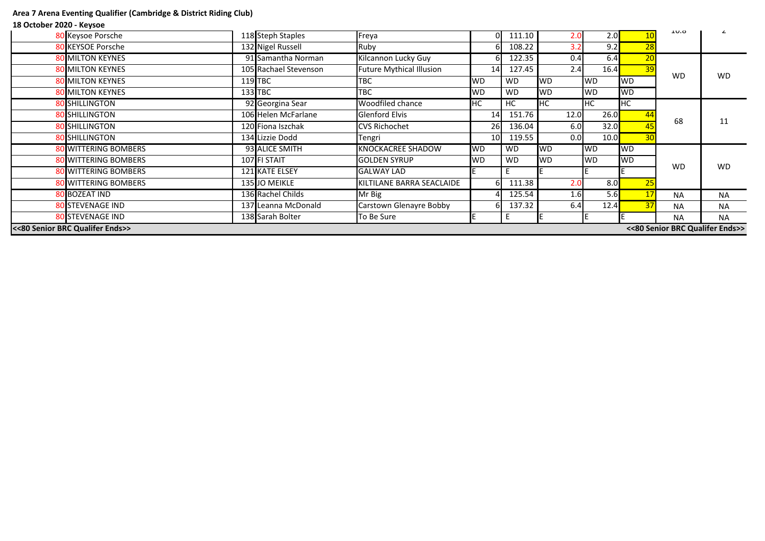**Area 7 Arena Eventing Qualifier (Cambridge & District Riding Club)**

**18 October 2020 - Keysoe**

| | | | | | | | | | | | |
|---|---|---|---|---|---|---|---|---|---|---|---|
| 80 | Keysoe Porsche | 118 | Steph Staples | Freya | 0 | 111.10 | 2.0 | 2.0 | 10 | 10.8 | 2 |
| 80 | KEYSOE Porsche | 132 | Nigel Russell | Ruby | 6 | 108.22 | 3.2 | 9.2 | 28 | | |
| 80 | MILTON KEYNES | 91 | Samantha Norman | Kilcannon Lucky Guy | 6 | 122.35 | 0.4 | 6.4 | 20 | WD | WD |
| 80 | MILTON KEYNES | 105 | Rachael Stevenson | Future Mythical Illusion | 14 | 127.45 | 2.4 | 16.4 | 39 | | |
| 80 | MILTON KEYNES | 119 | TBC | TBC | WD | WD | WD | WD | WD | | |
| 80 | MILTON KEYNES | 133 | TBC | TBC | WD | WD | WD | WD | WD | | |
| 80 | SHILLINGTON | 92 | Georgina Sear | Woodfiled chance | HC | HC | HC | HC | HC | 68 | 11 |
| 80 | SHILLINGTON | 106 | Helen McFarlane | Glenford Elvis | 14 | 151.76 | 12.0 | 26.0 | 44 | | |
| 80 | SHILLINGTON | 120 | Fiona Iszchak | CVS Richochet | 26 | 136.04 | 6.0 | 32.0 | 45 | | |
| 80 | SHILLINGTON | 134 | Lizzie Dodd | Tengri | 10 | 119.55 | 0.0 | 10.0 | 30 | | |
| 80 | WITTERING BOMBERS | 93 | ALICE SMITH | KNOCKACREE SHADOW | WD | WD | WD | WD | WD | WD | WD |
| 80 | WITTERING BOMBERS | 107 | FI STAIT | GOLDEN SYRUP | WD | WD | WD | WD | WD | | |
| 80 | WITTERING BOMBERS | 121 | KATE ELSEY | GALWAY LAD | E | E | E | E | E | | |
| 80 | WITTERING BOMBERS | 135 | JO MEIKLE | KILTILANE BARRA SEACLAIDE | 6 | 111.38 | 2.0 | 8.0 | 25 | | |
| 80 | BOZEAT IND | 136 | Rachel Childs | Mr Big | 4 | 125.54 | 1.6 | 5.6 | 17 | NA | NA |
| 80 | STEVENAGE IND | 137 | Leanna McDonald | Carstown Glenayre Bobby | 6 | 137.32 | 6.4 | 12.4 | 37 | NA | NA |
| 80 | STEVENAGE IND | 138 | Sarah Bolter | To Be Sure | E | E | E | E | E | NA | NA |

<<80 Senior BRC Qualifer Ends>> <<80 Senior BRC Qualifer Ends>>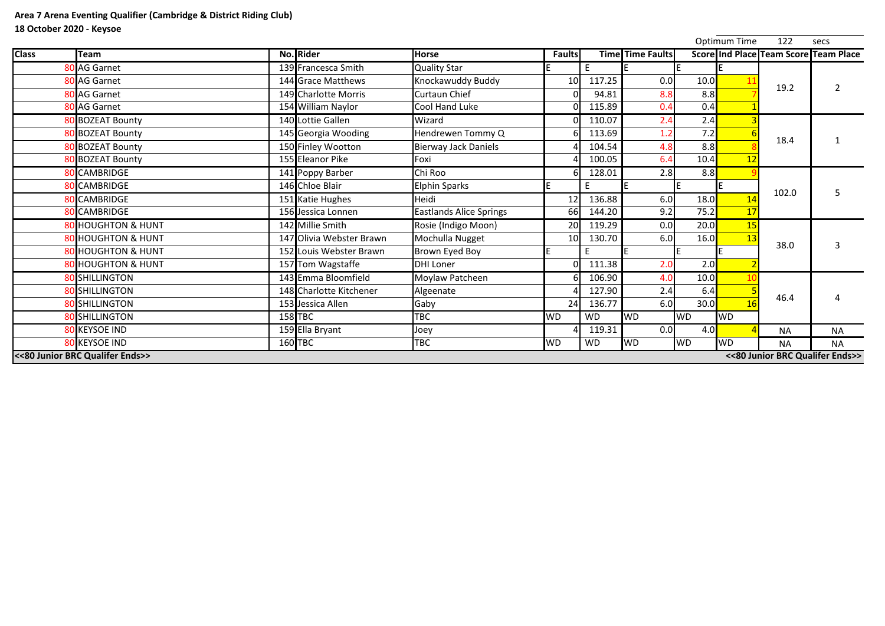**Area 7 Arena Eventing Qualifier (Cambridge & District Riding Club)**

**18 October 2020 - Keysoe**

Optimum Time 122 secs

| Class | Team | No. | Rider | Horse | Faults | Time | Time Faults | Score | Ind Place | Team Score | Team Place |
|---|---|---|---|---|---|---|---|---|---|---|---|
| 80 | AG Garnet | 139 | Francesca Smith | Quality Star | E | E | E | E | E | 19.2 | 2 |
| 80 | AG Garnet | 144 | Grace Matthews | Knockawuddy Buddy | 10 | 117.25 | 0.0 | 10.0 | 11 | | |
| 80 | AG Garnet | 149 | Charlotte Morris | Curtaun Chief | 0 | 94.81 | 8.8 | 8.8 | 7 | | |
| 80 | AG Garnet | 154 | William Naylor | Cool Hand Luke | 0 | 115.89 | 0.4 | 0.4 | 1 | | |
| 80 | BOZEAT Bounty | 140 | Lottie Gallen | Wizard | 0 | 110.07 | 2.4 | 2.4 | 3 | 18.4 | 1 |
| 80 | BOZEAT Bounty | 145 | Georgia Wooding | Hendrewen Tommy Q | 6 | 113.69 | 1.2 | 7.2 | 6 | | |
| 80 | BOZEAT Bounty | 150 | Finley Wootton | Bierway Jack Daniels | 4 | 104.54 | 4.8 | 8.8 | 8 | | |
| 80 | BOZEAT Bounty | 155 | Eleanor Pike | Foxi | 4 | 100.05 | 6.4 | 10.4 | 12 | | |
| 80 | CAMBRIDGE | 141 | Poppy Barber | Chi Roo | 6 | 128.01 | 2.8 | 8.8 | 9 | 102.0 | 5 |
| 80 | CAMBRIDGE | 146 | Chloe Blair | Elphin Sparks | E | E | E | E | E | | |
| 80 | CAMBRIDGE | 151 | Katie Hughes | Heidi | 12 | 136.88 | 6.0 | 18.0 | 14 | | |
| 80 | CAMBRIDGE | 156 | Jessica Lonnen | Eastlands Alice Springs | 66 | 144.20 | 9.2 | 75.2 | 17 | | |
| 80 | HOUGHTON & HUNT | 142 | Millie Smith | Rosie (Indigo Moon) | 20 | 119.29 | 0.0 | 20.0 | 15 | 38.0 | 3 |
| 80 | HOUGHTON & HUNT | 147 | Olivia Webster Brawn | Mochulla Nugget | 10 | 130.70 | 6.0 | 16.0 | 13 | | |
| 80 | HOUGHTON & HUNT | 152 | Louis Webster Brawn | Brown Eyed Boy | E | E | E | E | E | | |
| 80 | HOUGHTON & HUNT | 157 | Tom Wagstaffe | DHI Loner | 0 | 111.38 | 2.0 | 2.0 | 2 | | |
| 80 | SHILLINGTON | 143 | Emma Bloomfield | Moylaw Patcheen | 6 | 106.90 | 4.0 | 10.0 | 10 | 46.4 | 4 |
| 80 | SHILLINGTON | 148 | Charlotte Kitchener | Algeenate | 4 | 127.90 | 2.4 | 6.4 | 5 | | |
| 80 | SHILLINGTON | 153 | Jessica Allen | Gaby | 24 | 136.77 | 6.0 | 30.0 | 16 | | |
| 80 | SHILLINGTON | 158 | TBC | TBC | WD | WD | WD | WD | WD | | |
| 80 | KEYSOE IND | 159 | Ella Bryant | Joey | 4 | 119.31 | 0.0 | 4.0 | 4 | NA | NA |
| 80 | KEYSOE IND | 160 | TBC | TBC | WD | WD | WD | WD | WD | NA | NA |

**<<80 Junior BRC Qualifer Ends>>** **<<80 Junior BRC Qualifer Ends>>**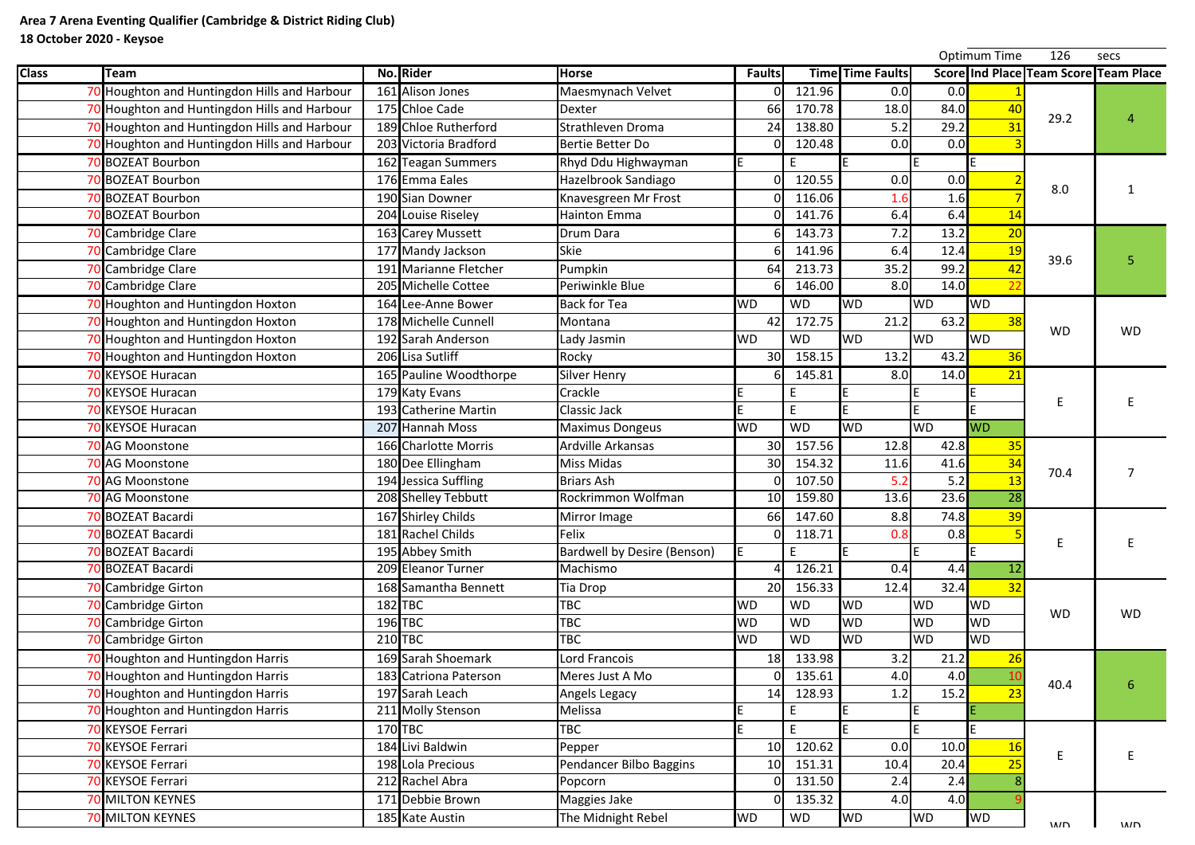**Area 7 Arena Eventing Qualifier (Cambridge & District Riding Club)**

**18 October 2020 - Keysoe**

Optimum Time 126 secs

| Class | Team | No. | Rider | Horse | Faults | Time | Time Faults | Score | Ind Place | Team Score | Team Place |
|---|---|---|---|---|---|---|---|---|---|---|---|
| 70 | Houghton and Huntingdon Hills and Harbour | 161 | Alison Jones | Maesmynach Velvet | 0 | 121.96 | 0.0 | 0.0 | 1 | 29.2 | 4 |
| 70 | Houghton and Huntingdon Hills and Harbour | 175 | Chloe Cade | Dexter | 66 | 170.78 | 18.0 | 84.0 | 40 | | |
| 70 | Houghton and Huntingdon Hills and Harbour | 189 | Chloe Rutherford | Strathleven Droma | 24 | 138.80 | 5.2 | 29.2 | 31 | | |
| 70 | Houghton and Huntingdon Hills and Harbour | 203 | Victoria Bradford | Bertie Better Do | 0 | 120.48 | 0.0 | 0.0 | 3 | | |
| 70 | BOZEAT Bourbon | 162 | Teagan Summers | Rhyd Ddu Highwayman | E | E | E | E | E | 8.0 | 1 |
| 70 | BOZEAT Bourbon | 176 | Emma Eales | Hazelbrook Sandiago | 0 | 120.55 | 0.0 | 0.0 | 2 | | |
| 70 | BOZEAT Bourbon | 190 | Sian Downer | Knavesgreen Mr Frost | 0 | 116.06 | 1.6 | 1.6 | 7 | | |
| 70 | BOZEAT Bourbon | 204 | Louise Riseley | Hainton Emma | 0 | 141.76 | 6.4 | 6.4 | 14 | | |
| 70 | Cambridge Clare | 163 | Carey Mussett | Drum Dara | 6 | 143.73 | 7.2 | 13.2 | 20 | 39.6 | 5 |
| 70 | Cambridge Clare | 177 | Mandy Jackson | Skie | 6 | 141.96 | 6.4 | 12.4 | 19 | | |
| 70 | Cambridge Clare | 191 | Marianne Fletcher | Pumpkin | 64 | 213.73 | 35.2 | 99.2 | 42 | | |
| 70 | Cambridge Clare | 205 | Michelle Cottee | Periwinkle Blue | 6 | 146.00 | 8.0 | 14.0 | 22 | | |
| 70 | Houghton and Huntingdon Hoxton | 164 | Lee-Anne Bower | Back for Tea | WD | WD | WD | WD | WD | WD | WD |
| 70 | Houghton and Huntingdon Hoxton | 178 | Michelle Cunnell | Montana | 42 | 172.75 | 21.2 | 63.2 | 38 | | |
| 70 | Houghton and Huntingdon Hoxton | 192 | Sarah Anderson | Lady Jasmin | WD | WD | WD | WD | WD | | |
| 70 | Houghton and Huntingdon Hoxton | 206 | Lisa Sutliff | Rocky | 30 | 158.15 | 13.2 | 43.2 | 36 | | |
| 70 | KEYSOE Huracan | 165 | Pauline Woodthorpe | Silver Henry | 6 | 145.81 | 8.0 | 14.0 | 21 | E | E |
| 70 | KEYSOE Huracan | 179 | Katy Evans | Crackle | E | E | E | E | E | | |
| 70 | KEYSOE Huracan | 193 | Catherine Martin | Classic Jack | E | E | E | E | E | | |
| 70 | KEYSOE Huracan | 207 | Hannah Moss | Maximus Dongeus | WD | WD | WD | WD | WD | | |
| 70 | AG Moonstone | 166 | Charlotte Morris | Ardville Arkansas | 30 | 157.56 | 12.8 | 42.8 | 35 | 70.4 | 7 |
| 70 | AG Moonstone | 180 | Dee Ellingham | Miss Midas | 30 | 154.32 | 11.6 | 41.6 | 34 | | |
| 70 | AG Moonstone | 194 | Jessica Suffling | Briars Ash | 0 | 107.50 | 5.2 | 5.2 | 13 | | |
| 70 | AG Moonstone | 208 | Shelley Tebbutt | Rockrimmon Wolfman | 10 | 159.80 | 13.6 | 23.6 | 28 | | |
| 70 | BOZEAT Bacardi | 167 | Shirley Childs | Mirror Image | 66 | 147.60 | 8.8 | 74.8 | 39 | E | E |
| 70 | BOZEAT Bacardi | 181 | Rachel Childs | Felix | 0 | 118.71 | 0.8 | 0.8 | 5 | | |
| 70 | BOZEAT Bacardi | 195 | Abbey Smith | Bardwell by Desire (Benson) | E | E | E | E | E | | |
| 70 | BOZEAT Bacardi | 209 | Eleanor Turner | Machismo | 4 | 126.21 | 0.4 | 4.4 | 12 | | |
| 70 | Cambridge Girton | 168 | Samantha Bennett | Tia Drop | 20 | 156.33 | 12.4 | 32.4 | 32 | WD | WD |
| 70 | Cambridge Girton | 182 | TBC | TBC | WD | WD | WD | WD | WD | | |
| 70 | Cambridge Girton | 196 | TBC | TBC | WD | WD | WD | WD | WD | | |
| 70 | Cambridge Girton | 210 | TBC | TBC | WD | WD | WD | WD | WD | | |
| 70 | Houghton and Huntingdon Harris | 169 | Sarah Shoemark | Lord Francois | 18 | 133.98 | 3.2 | 21.2 | 26 | 40.4 | 6 |
| 70 | Houghton and Huntingdon Harris | 183 | Catriona Paterson | Meres Just A Mo | 0 | 135.61 | 4.0 | 4.0 | 10 | | |
| 70 | Houghton and Huntingdon Harris | 197 | Sarah Leach | Angels Legacy | 14 | 128.93 | 1.2 | 15.2 | 23 | | |
| 70 | Houghton and Huntingdon Harris | 211 | Molly Stenson | Melissa | E | E | E | E | E | | |
| 70 | KEYSOE Ferrari | 170 | TBC | TBC | E | E | E | E | E | E | E |
| 70 | KEYSOE Ferrari | 184 | Livi Baldwin | Pepper | 10 | 120.62 | 0.0 | 10.0 | 16 | | |
| 70 | KEYSOE Ferrari | 198 | Lola Precious | Pendancer Bilbo Baggins | 10 | 151.31 | 10.4 | 20.4 | 25 | | |
| 70 | KEYSOE Ferrari | 212 | Rachel Abra | Popcorn | 0 | 131.50 | 2.4 | 2.4 | 8 | | |
| 70 | MILTON KEYNES | 171 | Debbie Brown | Maggies Jake | 0 | 135.32 | 4.0 | 4.0 | 9 | WD | WD |
| 70 | MILTON KEYNES | 185 | Kate Austin | The Midnight Rebel | WD | WD | WD | WD | WD | | |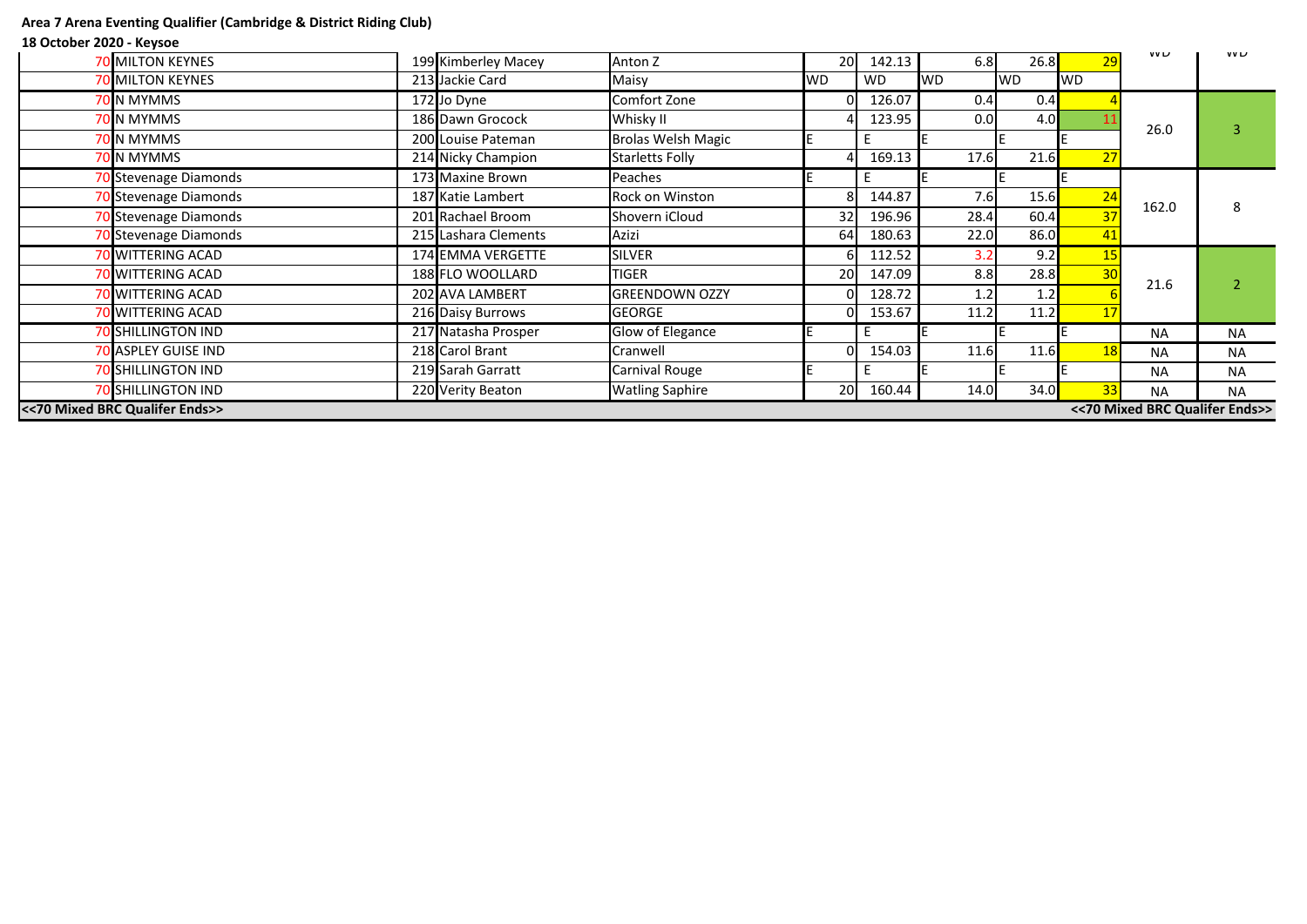**Area 7 Arena Eventing Qualifier (Cambridge & District Riding Club)**

**18 October 2020 - Keysoe**

| | | | | | | | | | | | |
|---|---|---|---|---|---|---|---|---|---|---|---|
| 70 | MILTON KEYNES | 199 | Kimberley Macey | Anton Z | 20 | 142.13 | 6.8 | 26.8 | 29 | WD | WD |
| 70 | MILTON KEYNES | 213 | Jackie Card | Maisy | WD | WD | WD | WD | WD | | |
| 70 | N MYMMS | 172 | Jo Dyne | Comfort Zone | 0 | 126.07 | 0.4 | 0.4 | 4 | 26.0 | 3 |
| 70 | N MYMMS | 186 | Dawn Grocock | Whisky II | 4 | 123.95 | 0.0 | 4.0 | 11 | | |
| 70 | N MYMMS | 200 | Louise Pateman | Brolas Welsh Magic | E | E | E | E | E | | |
| 70 | N MYMMS | 214 | Nicky Champion | Starletts Folly | 4 | 169.13 | 17.6 | 21.6 | 27 | | |
| 70 | Stevenage Diamonds | 173 | Maxine Brown | Peaches | E | E | E | E | E | 162.0 | 8 |
| 70 | Stevenage Diamonds | 187 | Katie Lambert | Rock on Winston | 8 | 144.87 | 7.6 | 15.6 | 24 | | |
| 70 | Stevenage Diamonds | 201 | Rachael Broom | Shovern iCloud | 32 | 196.96 | 28.4 | 60.4 | 37 | | |
| 70 | Stevenage Diamonds | 215 | Lashara Clements | Azizi | 64 | 180.63 | 22.0 | 86.0 | 41 | | |
| 70 | WITTERING ACAD | 174 | EMMA VERGETTE | SILVER | 6 | 112.52 | 3.2 | 9.2 | 15 | 21.6 | 2 |
| 70 | WITTERING ACAD | 188 | FLO WOOLLARD | TIGER | 20 | 147.09 | 8.8 | 28.8 | 30 | | |
| 70 | WITTERING ACAD | 202 | AVA LAMBERT | GREENDOWN OZZY | 0 | 128.72 | 1.2 | 1.2 | 6 | | |
| 70 | WITTERING ACAD | 216 | Daisy Burrows | GEORGE | 0 | 153.67 | 11.2 | 11.2 | 17 | | |
| 70 | SHILLINGTON IND | 217 | Natasha Prosper | Glow of Elegance | E | E | E | E | E | NA | NA |
| 70 | ASPLEY GUISE IND | 218 | Carol Brant | Cranwell | 0 | 154.03 | 11.6 | 11.6 | 18 | NA | NA |
| 70 | SHILLINGTON IND | 219 | Sarah Garratt | Carnival Rouge | E | E | E | E | E | NA | NA |
| 70 | SHILLINGTON IND | 220 | Verity Beaton | Watling Saphire | 20 | 160.44 | 14.0 | 34.0 | 33 | NA | NA |

<<70 Mixed BRC Qualifer Ends>> <<70 Mixed BRC Qualifer Ends>>